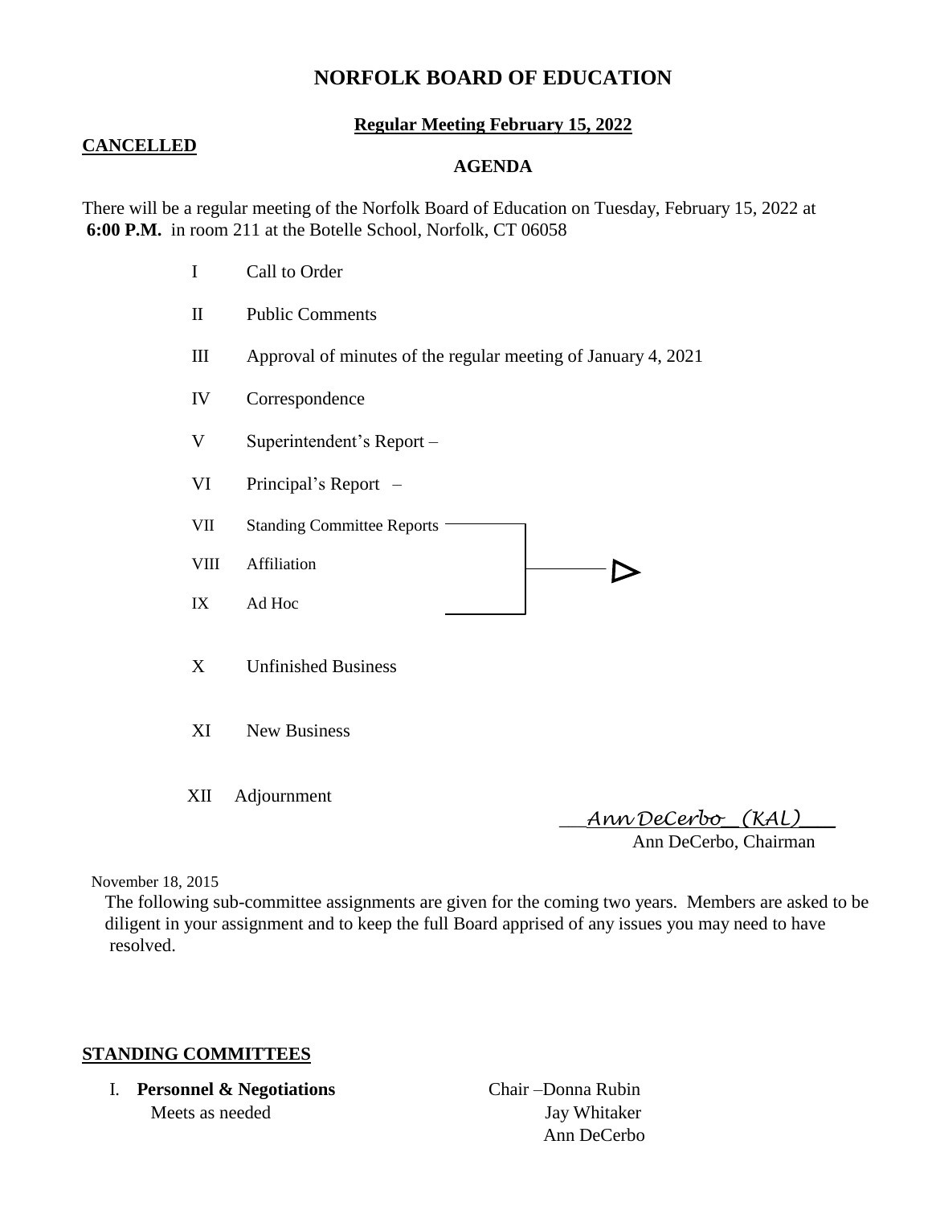# NORFOLK BOARD OF EDUCATION

**Regular Meeting February 15, 2022**

**CANCELLED**

**AGENDA**

There will be a regular meeting of the Norfolk Board of Education on Tuesday, February 15, 2022 at **6:00 P.M.** in room 211 at the Botelle School, Norfolk, CT 06058

- I Call to Order
- II Public Comments
- III Approval of minutes of the regular meeting of January 4, 2021
- IV Correspondence
- V Superintendent's Report –
- VI Principal's Report –
- VII Standing Committee Reports
- VIII Affiliation
- IX Ad Hoc
- X Unfinished Business
- XI New Business
- XII Adjournment

*Ann DeCerbo (KAL)*
Ann DeCerbo, Chairman

November 18, 2015

The following sub-committee assignments are given for the coming two years. Members are asked to be diligent in your assignment and to keep the full Board apprised of any issues you may need to have resolved.

**STANDING COMMITTEES**

I. **Personnel & Negotiations** — Chair –Donna Rubin
Meets as needed — Jay Whitaker, Ann DeCerbo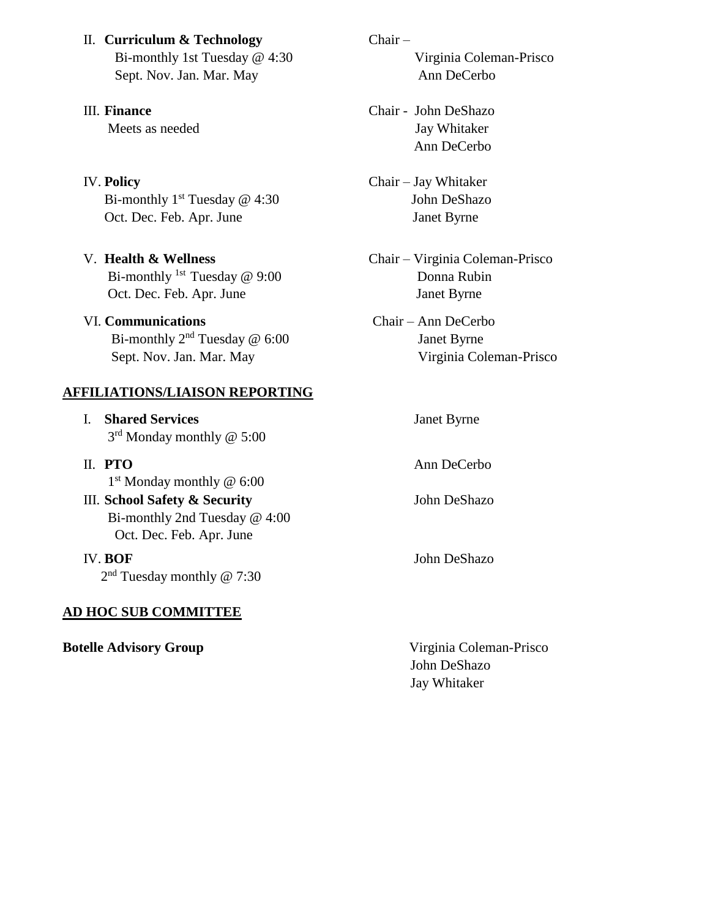II. **Curriculum & Technology**
Bi-monthly 1st Tuesday @ 4:30
Sept. Nov. Jan. Mar. May

Chair –
Virginia Coleman-Prisco
Ann DeCerbo

III. **Finance**
Meets as needed

Chair - John DeShazo
Jay Whitaker
Ann DeCerbo

IV. **Policy**
Bi-monthly 1st Tuesday @ 4:30
Oct. Dec. Feb. Apr. June

Chair – Jay Whitaker
John DeShazo
Janet Byrne

V. **Health & Wellness**
Bi-monthly 1st Tuesday @ 9:00
Oct. Dec. Feb. Apr. June

Chair – Virginia Coleman-Prisco
Donna Rubin
Janet Byrne

VI. **Communications**
Bi-monthly 2nd Tuesday @ 6:00
Sept. Nov. Jan. Mar. May

Chair – Ann DeCerbo
Janet Byrne
Virginia Coleman-Prisco

## AFFILIATIONS/LIAISON REPORTING

I. **Shared Services** — Janet Byrne
3rd Monday monthly @ 5:00

II. **PTO** — Ann DeCerbo
1st Monday monthly @ 6:00

III. **School Safety & Security** — John DeShazo
Bi-monthly 2nd Tuesday @ 4:00
Oct. Dec. Feb. Apr. June

IV. **BOF** — John DeShazo
2nd Tuesday monthly @ 7:30

## AD HOC SUB COMMITTEE

**Botelle Advisory Group**

Virginia Coleman-Prisco
John DeShazo
Jay Whitaker